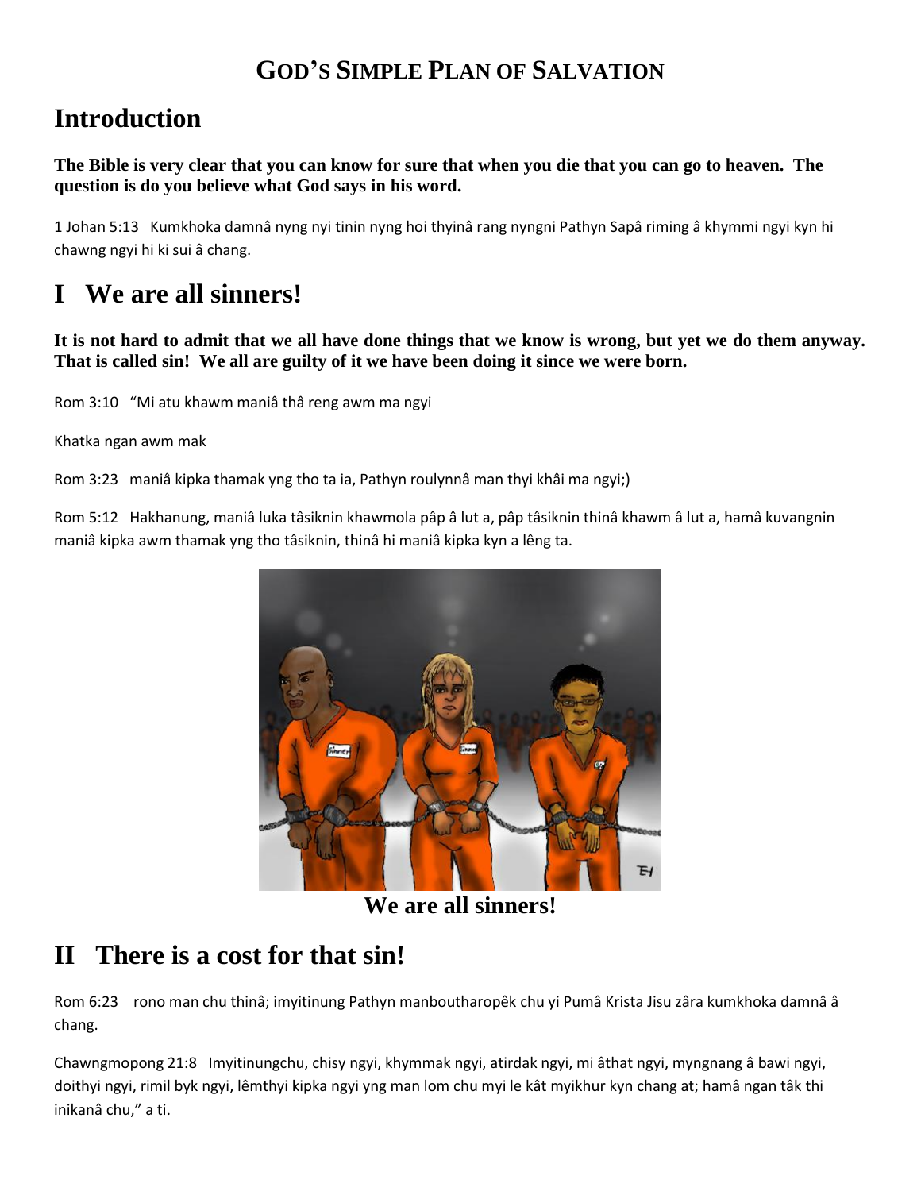# GOD'S SIMPLE PLAN OF SALVATION

## Introduction

**The Bible is very clear that you can know for sure that when you die that you can go to heaven. The question is do you believe what God says in his word.**

1 Johan 5:13 Kumkhoka damnâ nyng nyi tinin nyng hoi thyinâ rang nyngni Pathyn Sapâ riming â khymmi ngyi kyn hi chawng ngyi hi ki sui â chang.

## I We are all sinners!

**It is not hard to admit that we all have done things that we know is wrong, but yet we do them anyway. That is called sin! We all are guilty of it we have been doing it since we were born.**

Rom 3:10 "Mi atu khawm maniâ thâ reng awm ma ngyi

Khatka ngan awm mak

Rom 3:23 maniâ kipka thamak yng tho ta ia, Pathyn roulynnâ man thyi khâi ma ngyi;)

Rom 5:12 Hakhanung, maniâ luka tâsiknin khawmola pâp â lut a, pâp tâsiknin thinâ khawm â lut a, hamâ kuvangnin maniâ kipka awm thamak yng tho tâsiknin, thinâ hi maniâ kipka kyn a lêng ta.

We are all sinners!

## II There is a cost for that sin!

Rom 6:23 rono man chu thinâ; imyitinung Pathyn manboutharopêk chu yi Pumâ Krista Jisu zâra kumkhoka damnâ â chang.

Chawngmopong 21:8 Imyitinungchu, chisy ngyi, khymmak ngyi, atirdak ngyi, mi âthat ngyi, myngnang â bawi ngyi, doithyi ngyi, rimil byk ngyi, lêmthyi kipka ngyi yng man lom chu myi le kât myikhur kyn chang at; hamâ ngan tâk thi inikanâ chu," a ti.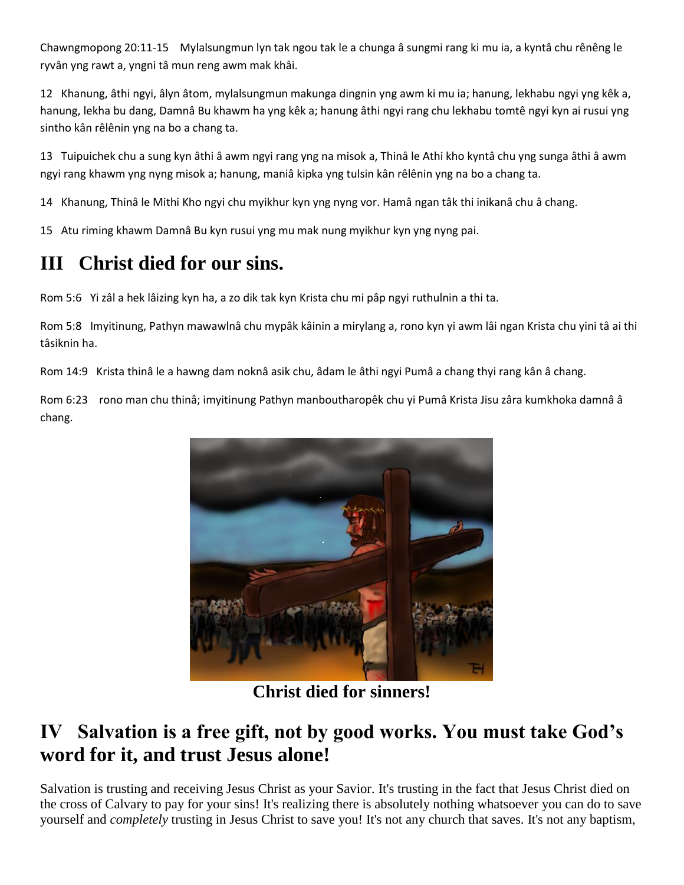Chawngmopong 20:11-15   Mylalsungmun lyn tak ngou tak le a chunga â sungmi rang ki mu ia, a kyntâ chu rênêng le ryvân yng rawt a, yngni tâ mun reng awm mak khâi.

12   Khanung, âthi ngyi, âlyn âtom, mylalsungmun makunga dingnin yng awm ki mu ia; hanung, lekhabu ngyi yng kêk a, hanung, lekha bu dang, Damnâ Bu khawm ha yng kêk a; hanung âthi ngyi rang chu lekhabu tomtê ngyi kyn ai rusui yng sintho kân rêlênin yng na bo a chang ta.

13   Tuipuichek chu a sung kyn âthi â awm ngyi rang yng na misok a, Thinâ le Athi kho kyntâ chu yng sunga âthi â awm ngyi rang khawm yng nyng misok a; hanung, maniâ kipka yng tulsin kân rêlênin yng na bo a chang ta.

14   Khanung, Thinâ le Mithi Kho ngyi chu myikhur kyn yng nyng vor. Hamâ ngan tâk thi inikanâ chu â chang.

15   Atu riming khawm Damnâ Bu kyn rusui yng mu mak nung myikhur kyn yng nyng pai.

# III   Christ died for our sins.

Rom 5:6   Yi zâl a hek lâizing kyn ha, a zo dik tak kyn Krista chu mi pâp ngyi ruthulnin a thi ta.

Rom 5:8   Imyitinung, Pathyn mawawlnâ chu mypâk kâinin a mirylang a, rono kyn yi awm lâi ngan Krista chu yini tâ ai thi tâsiknin ha.

Rom 14:9   Krista thinâ le a hawng dam noknâ asik chu, âdam le âthi ngyi Pumâ a chang thyi rang kân â chang.

Rom 6:23    rono man chu thinâ; imyitinung Pathyn manboutharopêk chu yi Pumâ Krista Jisu zâra kumkhoka damnâ â chang.

**Christ died for sinners!**

# IV   Salvation is a free gift, not by good works. You must take God's word for it, and trust Jesus alone!

Salvation is trusting and receiving Jesus Christ as your Savior. It's trusting in the fact that Jesus Christ died on the cross of Calvary to pay for your sins! It's realizing there is absolutely nothing whatsoever you can do to save yourself and *completely* trusting in Jesus Christ to save you! It's not any church that saves. It's not any baptism,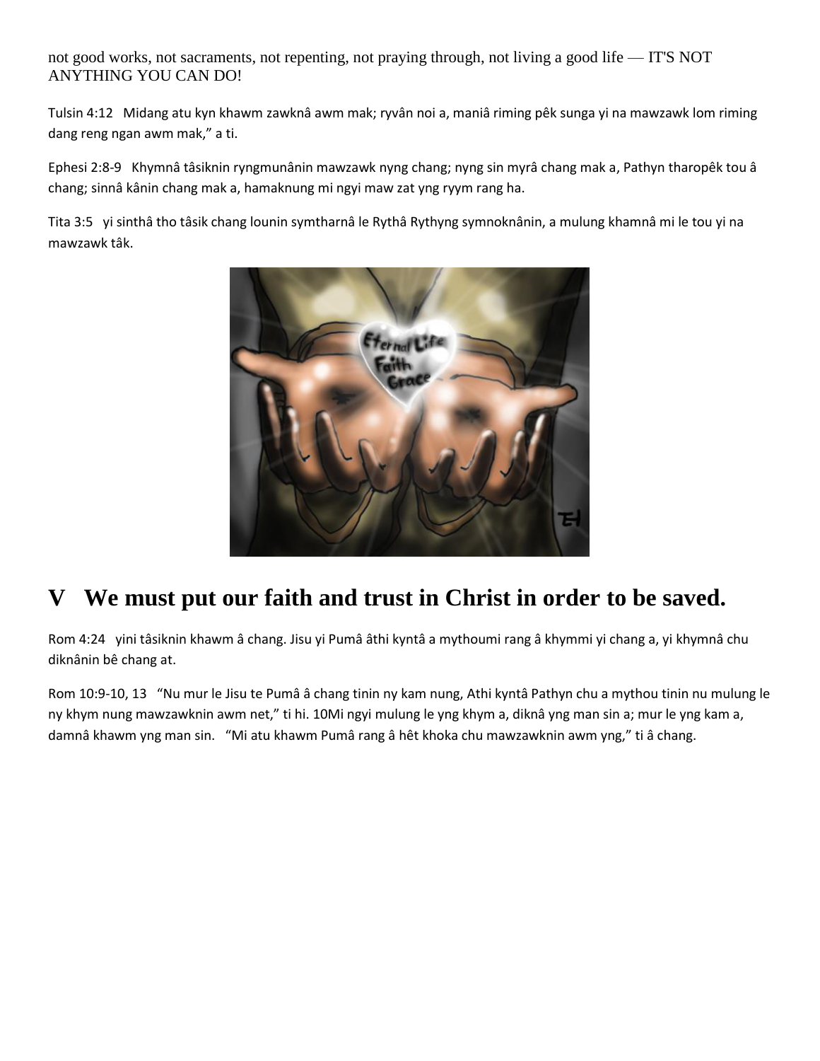not good works, not sacraments, not repenting, not praying through, not living a good life — IT'S NOT ANYTHING YOU CAN DO!

Tulsin 4:12   Midang atu kyn khawm zawknâ awm mak; ryvân noi a, maniâ riming pêk sunga yi na mawzawk lom riming dang reng ngan awm mak," a ti.

Ephesi 2:8-9   Khymnâ tâsiknin ryngmunânin mawzawk nyng chang; nyng sin myrâ chang mak a, Pathyn tharopêk tou â chang; sinnâ kânin chang mak a, hamaknung mi ngyi maw zat yng ryym rang ha.

Tita 3:5   yi sinthâ tho tâsik chang lounin symtharnâ le Rythâ Rythyng symnoknânin, a mulung khamnâ mi le tou yi na mawzawk tâk.

## V   We must put our faith and trust in Christ in order to be saved.

Rom 4:24   yini tâsiknin khawm â chang. Jisu yi Pumâ âthi kyntâ a mythoumi rang â khymmi yi chang a, yi khymnâ chu diknânin bê chang at.

Rom 10:9-10, 13   "Nu mur le Jisu te Pumâ â chang tinin ny kam nung, Athi kyntâ Pathyn chu a mythou tinin nu mulung le ny khym nung mawzawknin awm net," ti hi. 10Mi ngyi mulung le yng khym a, diknâ yng man sin a; mur le yng kam a, damnâ khawm yng man sin.   "Mi atu khawm Pumâ rang â hêt khoka chu mawzawknin awm yng," ti â chang.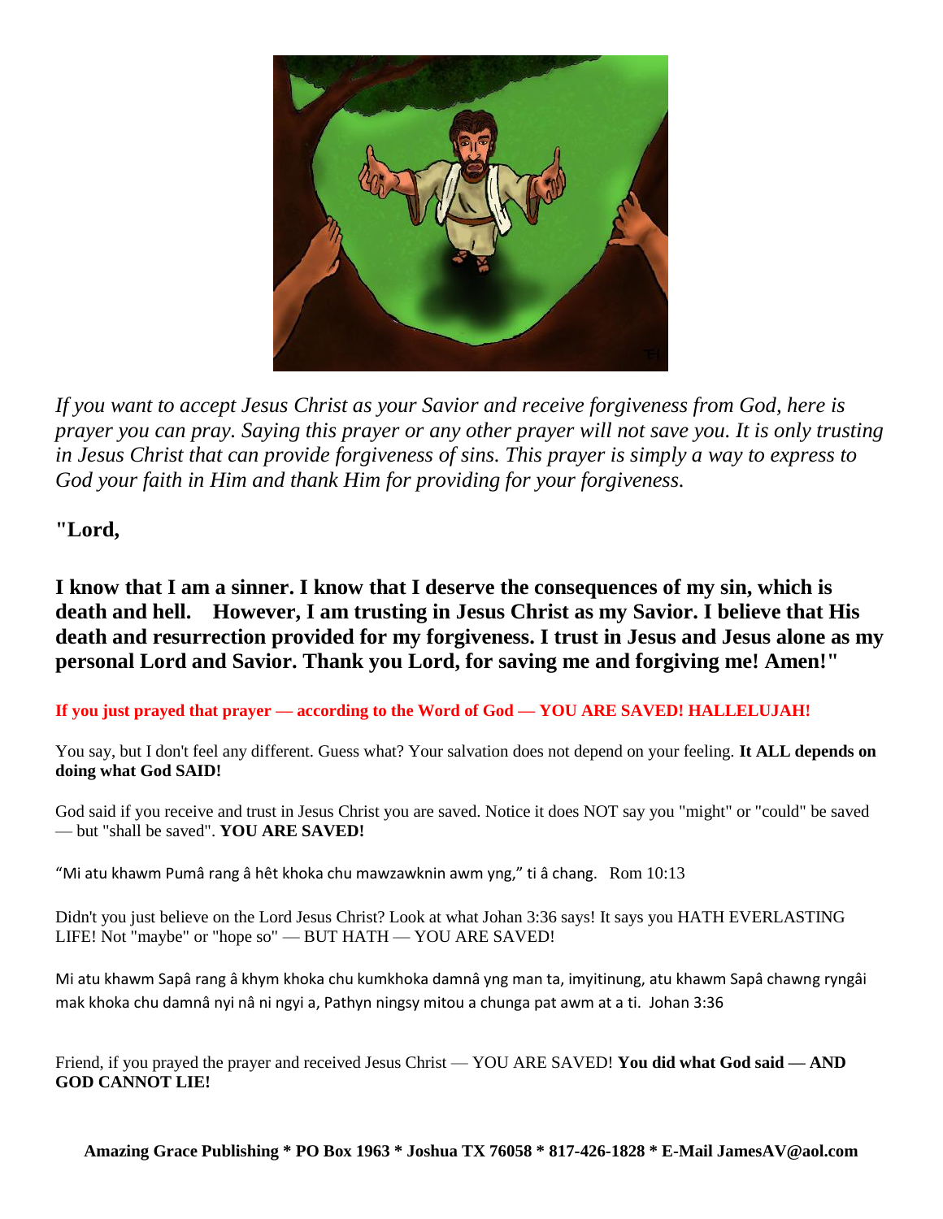*If you want to accept Jesus Christ as your Savior and receive forgiveness from God, here is prayer you can pray. Saying this prayer or any other prayer will not save you. It is only trusting in Jesus Christ that can provide forgiveness of sins. This prayer is simply a way to express to God your faith in Him and thank Him for providing for your forgiveness.*

**"Lord,**

**I know that I am a sinner. I know that I deserve the consequences of my sin, which is death and hell. However, I am trusting in Jesus Christ as my Savior. I believe that His death and resurrection provided for my forgiveness. I trust in Jesus and Jesus alone as my personal Lord and Savior. Thank you Lord, for saving me and forgiving me! Amen!"**

**If you just prayed that prayer — according to the Word of God — YOU ARE SAVED! HALLELUJAH!**

You say, but I don't feel any different. Guess what? Your salvation does not depend on your feeling. **It ALL depends on doing what God SAID!**

God said if you receive and trust in Jesus Christ you are saved. Notice it does NOT say you "might" or "could" be saved — but "shall be saved". **YOU ARE SAVED!**

"Mi atu khawm Pumâ rang â hêt khoka chu mawzawknin awm yng," ti â chang. Rom 10:13

Didn't you just believe on the Lord Jesus Christ? Look at what Johan 3:36 says! It says you HATH EVERLASTING LIFE! Not "maybe" or "hope so" — BUT HATH — YOU ARE SAVED!

Mi atu khawm Sapâ rang â khym khoka chu kumkhoka damnâ yng man ta, imyitinung, atu khawm Sapâ chawng ryngâi mak khoka chu damnâ nyi nâ ni ngyi a, Pathyn ningsy mitou a chunga pat awm at a ti. Johan 3:36

Friend, if you prayed the prayer and received Jesus Christ — YOU ARE SAVED! **You did what God said — AND GOD CANNOT LIE!**

**Amazing Grace Publishing * PO Box 1963 * Joshua TX 76058 * 817-426-1828 * E-Mail JamesAV@aol.com**